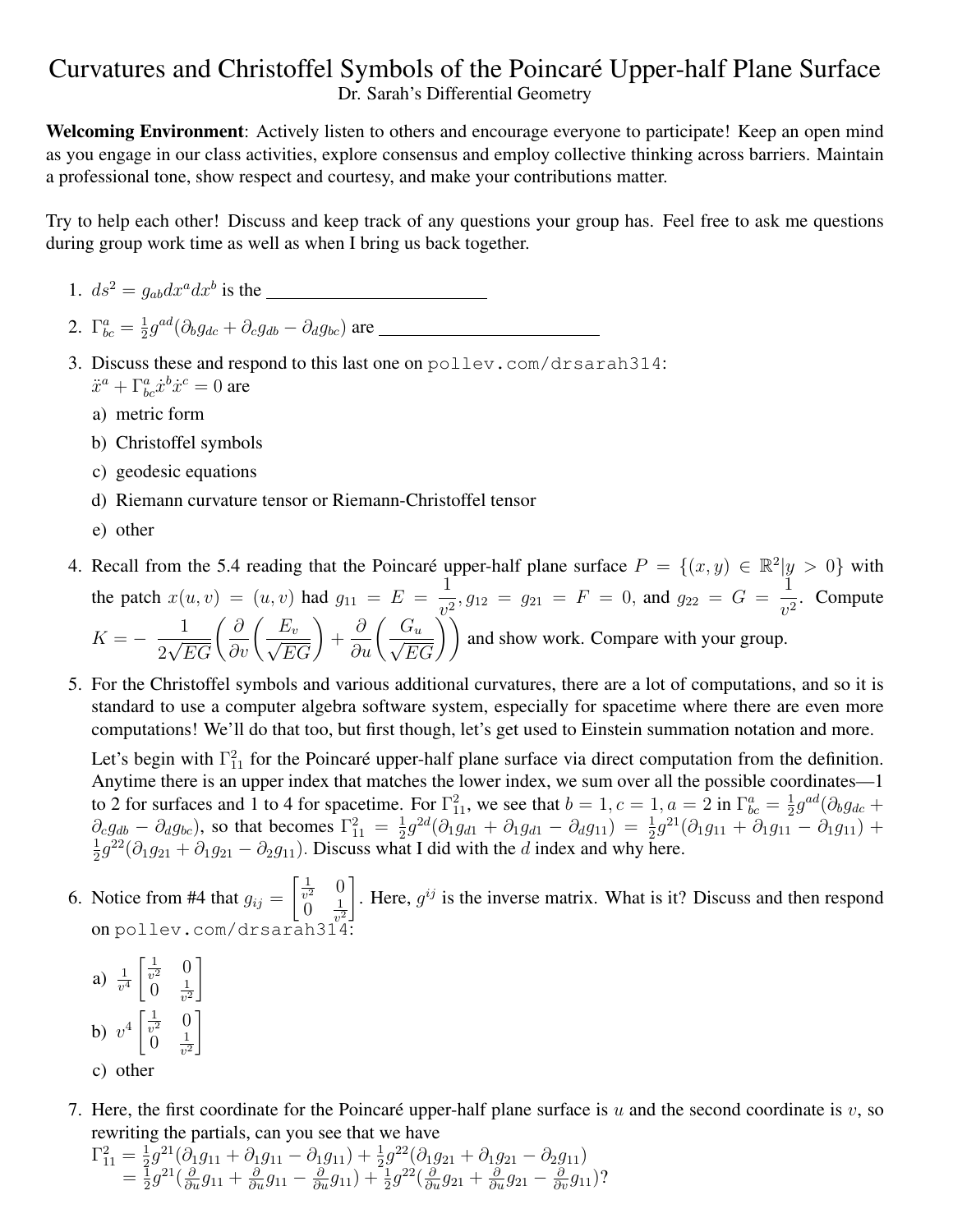# Curvatures and Christoffel Symbols of the Poincaré Upper-half Plane Surface

Dr. Sarah's Differential Geometry

**Welcoming Environment**: Actively listen to others and encourage everyone to participate! Keep an open mind as you engage in our class activities, explore consensus and employ collective thinking across barriers. Maintain a professional tone, show respect and courtesy, and make your contributions matter.

Try to help each other! Discuss and keep track of any questions your group has. Feel free to ask me questions during group work time as well as when I bring us back together.

1. $ds^2 = g_{ab}dx^a dx^b$ is the \_\_\_\_\_\_\_\_\_\_\_\_\_\_\_\_\_\_\_\_\_\_\_\_

2. $\Gamma^a_{bc} = \frac{1}{2}g^{ad}(\partial_b g_{dc} + \partial_c g_{db} - \partial_d g_{bc})$ are \_\_\_\_\_\_\_\_\_\_\_\_\_\_\_\_\_\_\_\_\_\_\_\_

3. Discuss these and respond to this last one on `pollev.com/drsarah314`:
   $\ddot{x}^a + \Gamma^a_{bc}\dot{x}^b\dot{x}^c = 0$ are
   a) metric form
   b) Christoffel symbols
   c) geodesic equations
   d) Riemann curvature tensor or Riemann-Christoffel tensor
   e) other

4. Recall from the 5.4 reading that the Poincaré upper-half plane surface $P = \{(x, y) \in \mathbb{R}^2 | y > 0\}$ with the patch $x(u, v) = (u, v)$ had $g_{11} = E = \dfrac{1}{v^2}, g_{12} = g_{21} = F = 0$, and $g_{22} = G = \dfrac{1}{v^2}$. Compute $K = -\dfrac{1}{2\sqrt{EG}}\left(\dfrac{\partial}{\partial v}\left(\dfrac{E_v}{\sqrt{EG}}\right) + \dfrac{\partial}{\partial u}\left(\dfrac{G_u}{\sqrt{EG}}\right)\right)$ and show work. Compare with your group.

5. For the Christoffel symbols and various additional curvatures, there are a lot of computations, and so it is standard to use a computer algebra software system, especially for spacetime where there are even more computations! We'll do that too, but first though, let's get used to Einstein summation notation and more.

   Let's begin with $\Gamma^2_{11}$ for the Poincaré upper-half plane surface via direct computation from the definition. Anytime there is an upper index that matches the lower index, we sum over all the possible coordinates—1 to 2 for surfaces and 1 to 4 for spacetime. For $\Gamma^2_{11}$, we see that $b = 1, c = 1, a = 2$ in $\Gamma^a_{bc} = \frac{1}{2}g^{ad}(\partial_b g_{dc} + \partial_c g_{db} - \partial_d g_{bc})$, so that becomes $\Gamma^2_{11} = \frac{1}{2}g^{2d}(\partial_1 g_{d1} + \partial_1 g_{d1} - \partial_d g_{11}) = \frac{1}{2}g^{21}(\partial_1 g_{11} + \partial_1 g_{11} - \partial_1 g_{11}) + \frac{1}{2}g^{22}(\partial_1 g_{21} + \partial_1 g_{21} - \partial_2 g_{11})$. Discuss what I did with the $d$ index and why here.

6. Notice from #4 that $g_{ij} = \begin{bmatrix} \frac{1}{v^2} & 0 \\ 0 & \frac{1}{v^2} \end{bmatrix}$. Here, $g^{ij}$ is the inverse matrix. What is it? Discuss and then respond on `pollev.com/drsarah314`:
   a) $\frac{1}{v^4}\begin{bmatrix} \frac{1}{v^2} & 0 \\ 0 & \frac{1}{v^2} \end{bmatrix}$
   b) $v^4\begin{bmatrix} \frac{1}{v^2} & 0 \\ 0 & \frac{1}{v^2} \end{bmatrix}$
   c) other

7. Here, the first coordinate for the Poincaré upper-half plane surface is $u$ and the second coordinate is $v$, so rewriting the partials, can you see that we have
   $$\begin{aligned}\Gamma^2_{11} &= \tfrac{1}{2}g^{21}(\partial_1 g_{11} + \partial_1 g_{11} - \partial_1 g_{11}) + \tfrac{1}{2}g^{22}(\partial_1 g_{21} + \partial_1 g_{21} - \partial_2 g_{11}) \\ &= \tfrac{1}{2}g^{21}(\tfrac{\partial}{\partial u}g_{11} + \tfrac{\partial}{\partial u}g_{11} - \tfrac{\partial}{\partial u}g_{11}) + \tfrac{1}{2}g^{22}(\tfrac{\partial}{\partial u}g_{21} + \tfrac{\partial}{\partial u}g_{21} - \tfrac{\partial}{\partial v}g_{11})?\end{aligned}$$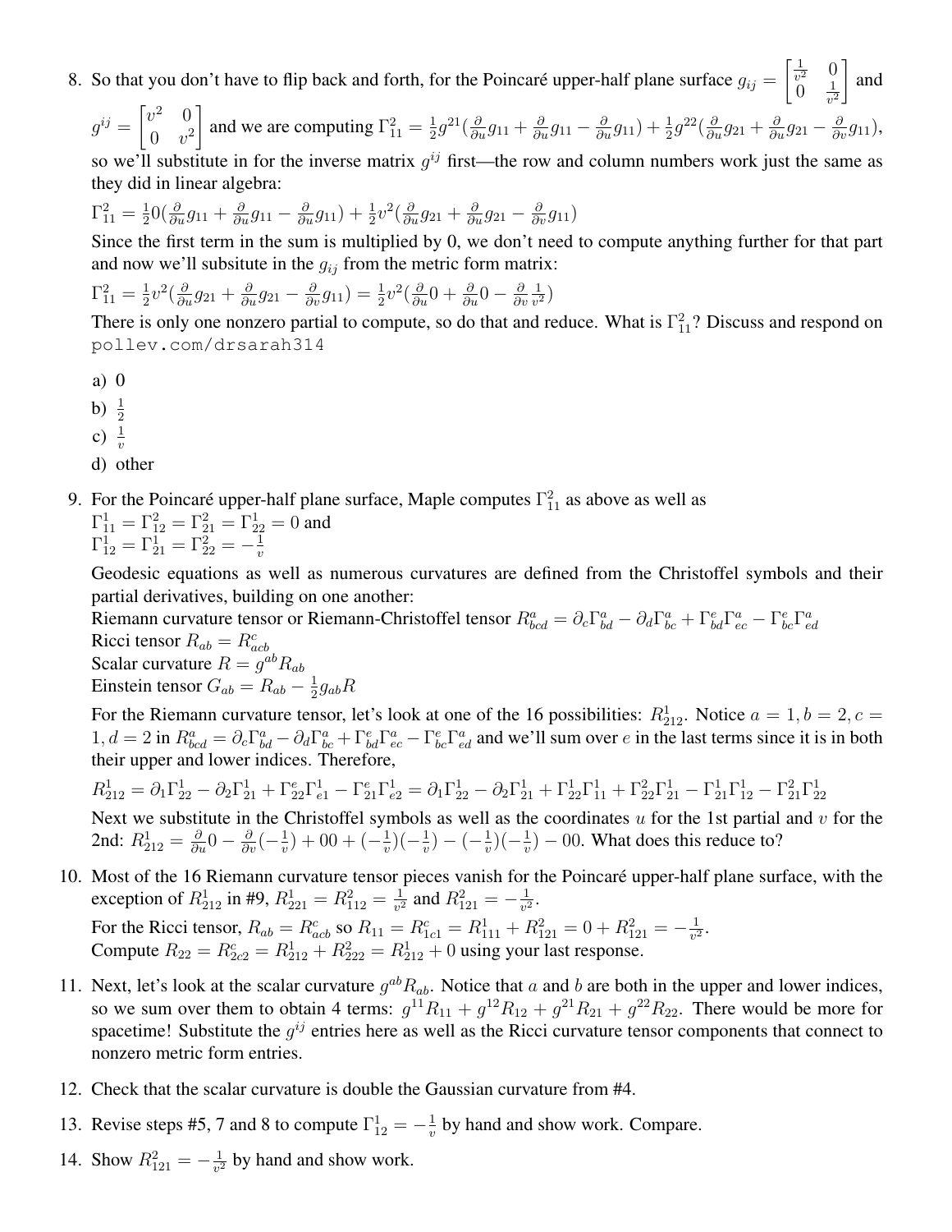8. So that you don't have to flip back and forth, for the Poincaré upper-half plane surface $g_{ij} = \begin{bmatrix} \frac{1}{v^2} & 0 \\ 0 & \frac{1}{v^2} \end{bmatrix}$ and $g^{ij} = \begin{bmatrix} v^2 & 0 \\ 0 & v^2 \end{bmatrix}$ and we are computing $\Gamma^2_{11} = \frac{1}{2}g^{21}(\frac{\partial}{\partial u}g_{11} + \frac{\partial}{\partial u}g_{11} - \frac{\partial}{\partial u}g_{11}) + \frac{1}{2}g^{22}(\frac{\partial}{\partial u}g_{21} + \frac{\partial}{\partial u}g_{21} - \frac{\partial}{\partial v}g_{11})$, so we'll substitute in for the inverse matrix $g^{ij}$ first—the row and column numbers work just the same as they did in linear algebra:

   $\Gamma^2_{11} = \frac{1}{2}0(\frac{\partial}{\partial u}g_{11} + \frac{\partial}{\partial u}g_{11} - \frac{\partial}{\partial u}g_{11}) + \frac{1}{2}v^2(\frac{\partial}{\partial u}g_{21} + \frac{\partial}{\partial u}g_{21} - \frac{\partial}{\partial v}g_{11})$

   Since the first term in the sum is multiplied by 0, we don't need to compute anything further for that part and now we'll subsitute in the $g_{ij}$ from the metric form matrix:

   $\Gamma^2_{11} = \frac{1}{2}v^2(\frac{\partial}{\partial u}g_{21} + \frac{\partial}{\partial u}g_{21} - \frac{\partial}{\partial v}g_{11}) = \frac{1}{2}v^2(\frac{\partial}{\partial u}0 + \frac{\partial}{\partial u}0 - \frac{\partial}{\partial v}\frac{1}{v^2})$

   There is only one nonzero partial to compute, so do that and reduce. What is $\Gamma^2_{11}$? Discuss and respond on `pollev.com/drsarah314`

   a) 0
   b) $\frac{1}{2}$
   c) $\frac{1}{v}$
   d) other

9. For the Poincaré upper-half plane surface, Maple computes $\Gamma^2_{11}$ as above as well as
   $\Gamma^1_{11} = \Gamma^2_{12} = \Gamma^2_{21} = \Gamma^1_{22} = 0$ and
   $\Gamma^1_{12} = \Gamma^1_{21} = \Gamma^2_{22} = -\frac{1}{v}$

   Geodesic equations as well as numerous curvatures are defined from the Christoffel symbols and their partial derivatives, building on one another:

   Riemann curvature tensor or Riemann-Christoffel tensor $R^a_{bcd} = \partial_c\Gamma^a_{bd} - \partial_d\Gamma^a_{bc} + \Gamma^e_{bd}\Gamma^a_{ec} - \Gamma^e_{bc}\Gamma^a_{ed}$
   Ricci tensor $R_{ab} = R^c_{acb}$
   Scalar curvature $R = g^{ab}R_{ab}$
   Einstein tensor $G_{ab} = R_{ab} - \frac{1}{2}g_{ab}R$

   For the Riemann curvature tensor, let's look at one of the 16 possibilities: $R^1_{212}$. Notice $a = 1, b = 2, c = 1, d = 2$ in $R^a_{bcd} = \partial_c\Gamma^a_{bd} - \partial_d\Gamma^a_{bc} + \Gamma^e_{bd}\Gamma^a_{ec} - \Gamma^e_{bc}\Gamma^a_{ed}$ and we'll sum over $e$ in the last terms since it is in both their upper and lower indices. Therefore,

   $R^1_{212} = \partial_1\Gamma^1_{22} - \partial_2\Gamma^1_{21} + \Gamma^e_{22}\Gamma^1_{e1} - \Gamma^e_{21}\Gamma^1_{e2} = \partial_1\Gamma^1_{22} - \partial_2\Gamma^1_{21} + \Gamma^1_{22}\Gamma^1_{11} + \Gamma^2_{22}\Gamma^1_{21} - \Gamma^1_{21}\Gamma^1_{12} - \Gamma^2_{21}\Gamma^1_{22}$

   Next we substitute in the Christoffel symbols as well as the coordinates $u$ for the 1st partial and $v$ for the 2nd: $R^1_{212} = \frac{\partial}{\partial u}0 - \frac{\partial}{\partial v}(-\frac{1}{v}) + 00 + (-\frac{1}{v})(-\frac{1}{v}) - (-\frac{1}{v})(-\frac{1}{v}) - 00$. What does this reduce to?

10. Most of the 16 Riemann curvature tensor pieces vanish for the Poincaré upper-half plane surface, with the exception of $R^1_{212}$ in #9, $R^1_{221} = R^2_{112} = \frac{1}{v^2}$ and $R^2_{121} = -\frac{1}{v^2}$.

    For the Ricci tensor, $R_{ab} = R^c_{acb}$ so $R_{11} = R^c_{1c1} = R^1_{111} + R^2_{121} = 0 + R^2_{121} = -\frac{1}{v^2}$.
    Compute $R_{22} = R^c_{2c2} = R^1_{212} + R^2_{222} = R^1_{212} + 0$ using your last response.

11. Next, let's look at the scalar curvature $g^{ab}R_{ab}$. Notice that $a$ and $b$ are both in the upper and lower indices, so we sum over them to obtain 4 terms: $g^{11}R_{11} + g^{12}R_{12} + g^{21}R_{21} + g^{22}R_{22}$. There would be more for spacetime! Substitute the $g^{ij}$ entries here as well as the Ricci curvature tensor components that connect to nonzero metric form entries.

12. Check that the scalar curvature is double the Gaussian curvature from #4.

13. Revise steps #5, 7 and 8 to compute $\Gamma^1_{12} = -\frac{1}{v}$ by hand and show work. Compare.

14. Show $R^2_{121} = -\frac{1}{v^2}$ by hand and show work.